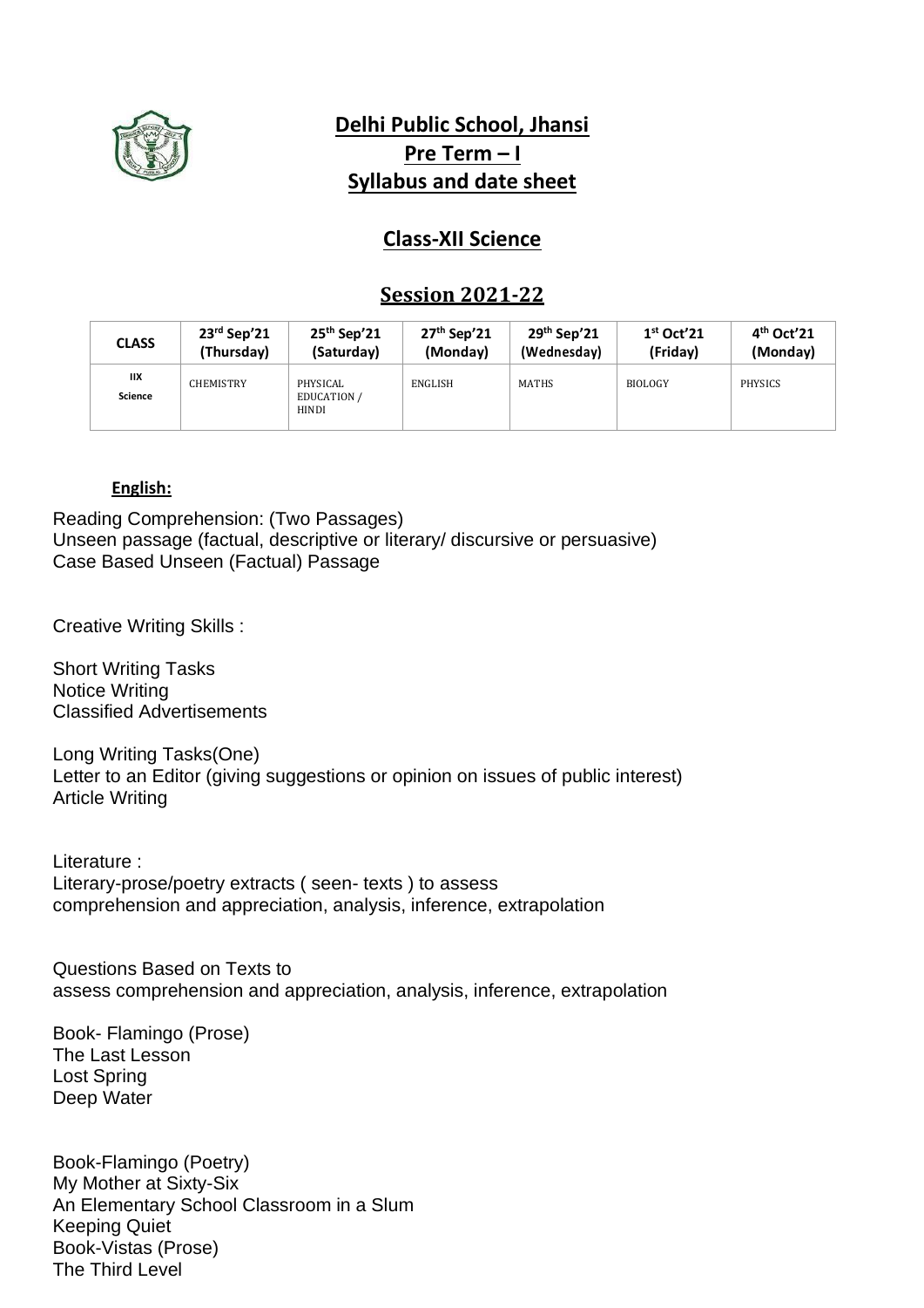# Delhi Public School, Jhansi
## Pre Term – I
## Syllabus and date sheet

## Class-XII Science

## Session 2021-22

| CLASS | 23rd Sep'21 (Thursday) | 25th Sep'21 (Saturday) | 27th Sep'21 (Monday) | 29th Sep'21 (Wednesday) | 1st Oct'21 (Friday) | 4th Oct'21 (Monday) |
|---|---|---|---|---|---|---|
| IIX Science | CHEMISTRY | PHYSICAL EDUCATION / HINDI | ENGLISH | MATHS | BIOLOGY | PHYSICS |

**English:**

Reading Comprehension: (Two Passages)
Unseen passage (factual, descriptive or literary/ discursive or persuasive)
Case Based Unseen (Factual) Passage

Creative Writing Skills :

Short Writing Tasks
Notice Writing
Classified Advertisements

Long Writing Tasks(One)
Letter to an Editor (giving suggestions or opinion on issues of public interest)
Article Writing

Literature :
Literary-prose/poetry extracts ( seen- texts ) to assess
comprehension and appreciation, analysis, inference, extrapolation

Questions Based on Texts to
assess comprehension and appreciation, analysis, inference, extrapolation

Book- Flamingo (Prose)
The Last Lesson
Lost Spring
Deep Water

Book-Flamingo (Poetry)
My Mother at Sixty-Six
An Elementary School Classroom in a Slum
Keeping Quiet
Book-Vistas (Prose)
The Third Level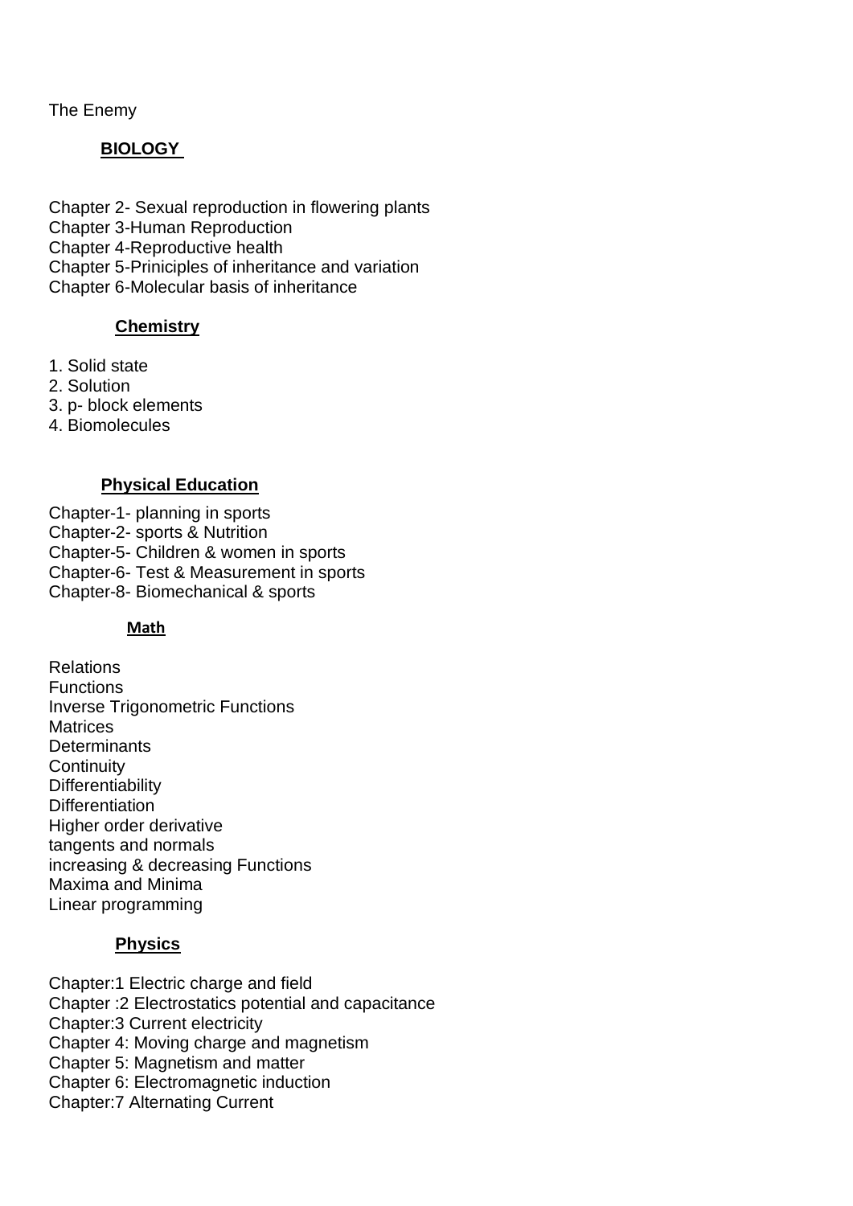The Enemy

**BIOLOGY**

Chapter 2- Sexual reproduction in flowering plants
Chapter 3-Human Reproduction
Chapter 4-Reproductive health
Chapter 5-Priniciples of inheritance and variation
Chapter 6-Molecular basis of inheritance

**Chemistry**

1. Solid state
2. Solution
3. p- block elements
4. Biomolecules

**Physical Education**

Chapter-1- planning in sports
Chapter-2- sports & Nutrition
Chapter-5- Children & women in sports
Chapter-6- Test & Measurement in sports
Chapter-8- Biomechanical & sports

**Math**

Relations
Functions
Inverse Trigonometric Functions
Matrices
Determinants
Continuity
Differentiability
Differentiation
Higher order derivative
tangents and normals
increasing & decreasing Functions
Maxima and Minima
Linear programming

**Physics**

Chapter:1 Electric charge and field
Chapter :2 Electrostatics potential and capacitance
Chapter:3 Current electricity
Chapter 4: Moving charge and magnetism
Chapter 5: Magnetism and matter
Chapter 6: Electromagnetic induction
Chapter:7 Alternating Current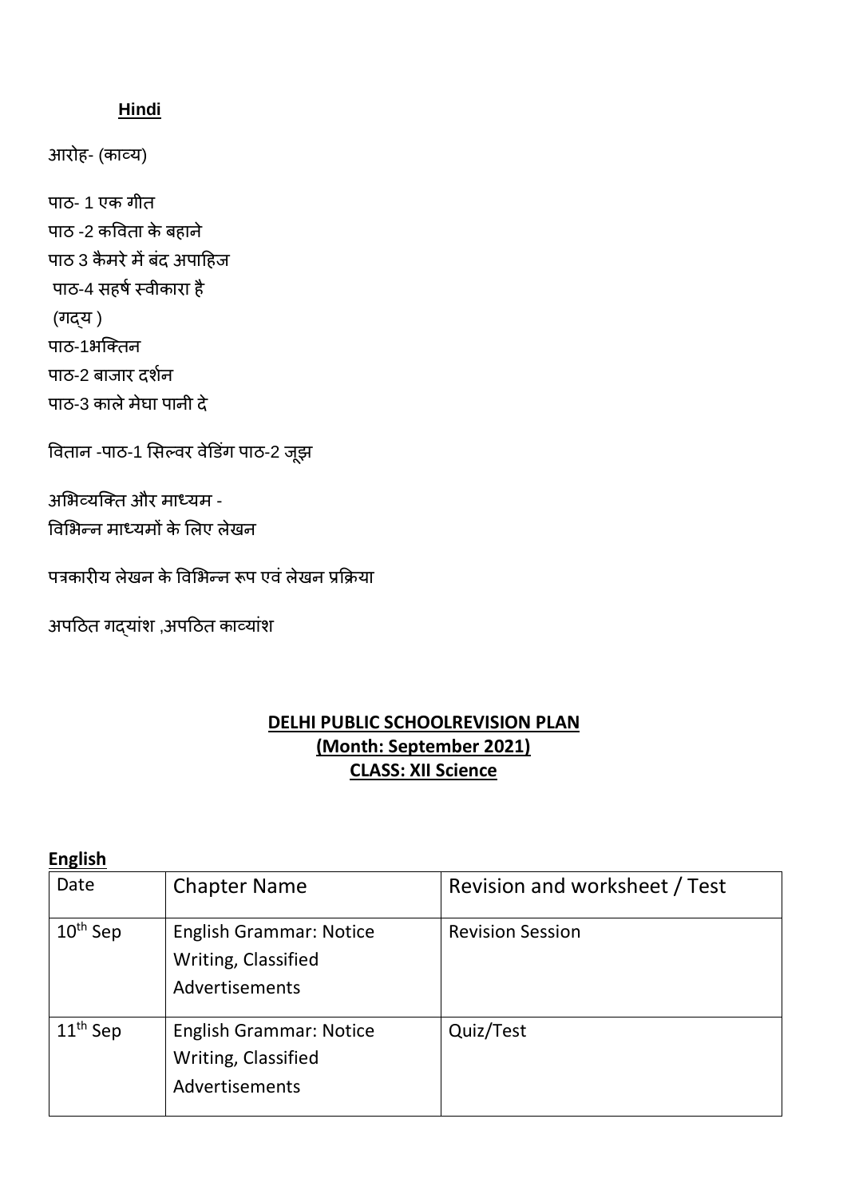**Hindi**

आरोह- (काव्य)

पाठ- 1 एक गीत
पाठ -2 कविता के बहाने
पाठ 3 कैमरे में बंद अपाहिज
पाठ-4 सहर्ष स्वीकारा है
(गद्य )
पाठ-1भक्तिन
पाठ-2 बाजार दर्शन
पाठ-3 काले मेघा पानी दे

वितान -पाठ-1 सिल्वर वेडिंग पाठ-2 जूझ

अभिव्यक्ति और माध्यम -
विभिन्न माध्यमों के लिए लेखन

पत्रकारीय लेखन के विभिन्न रूप एवं लेखन प्रक्रिया

अपठित गद्यांश ,अपठित काव्यांश

**DELHI PUBLIC SCHOOLREVISION PLAN**
**(Month: September 2021)**
**CLASS: XII Science**

**English**

| Date | Chapter Name | Revision and worksheet / Test |
|---|---|---|
| 10th Sep | English Grammar: Notice Writing, Classified Advertisements | Revision Session |
| 11th Sep | English Grammar: Notice Writing, Classified Advertisements | Quiz/Test |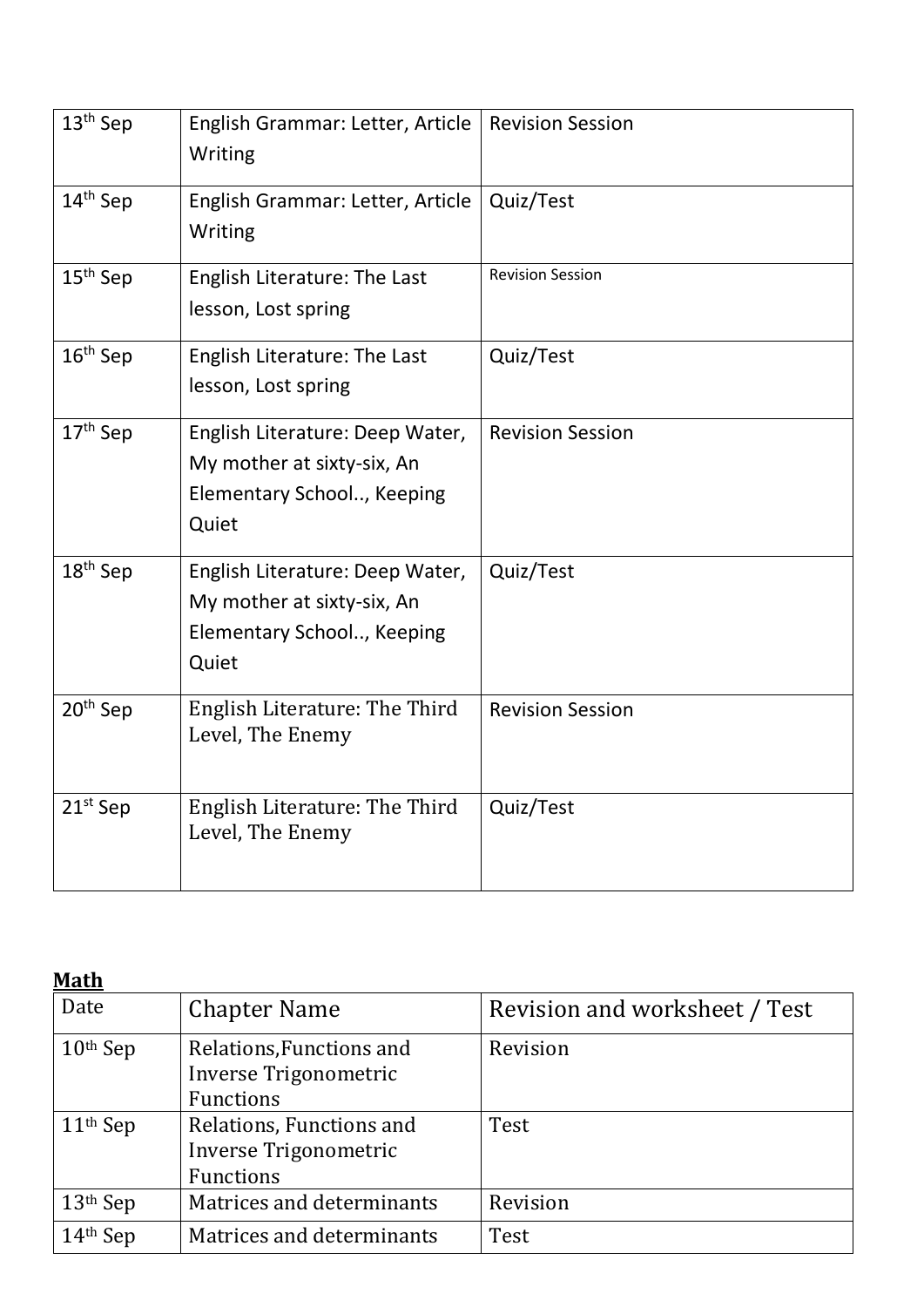| | | |
|---|---|---|
| 13th Sep | English Grammar: Letter, Article Writing | Revision Session |
| 14th Sep | English Grammar: Letter, Article Writing | Quiz/Test |
| 15th Sep | English Literature: The Last lesson, Lost spring | Revision Session |
| 16th Sep | English Literature: The Last lesson, Lost spring | Quiz/Test |
| 17th Sep | English Literature: Deep Water, My mother at sixty-six, An Elementary School.., Keeping Quiet | Revision Session |
| 18th Sep | English Literature: Deep Water, My mother at sixty-six, An Elementary School.., Keeping Quiet | Quiz/Test |
| 20th Sep | English Literature: The Third Level, The Enemy | Revision Session |
| 21st Sep | English Literature: The Third Level, The Enemy | Quiz/Test |

**Math**

| Date | Chapter Name | Revision and worksheet / Test |
|---|---|---|
| 10th Sep | Relations,Functions and Inverse Trigonometric Functions | Revision |
| 11th Sep | Relations, Functions and Inverse Trigonometric Functions | Test |
| 13th Sep | Matrices and determinants | Revision |
| 14th Sep | Matrices and determinants | Test |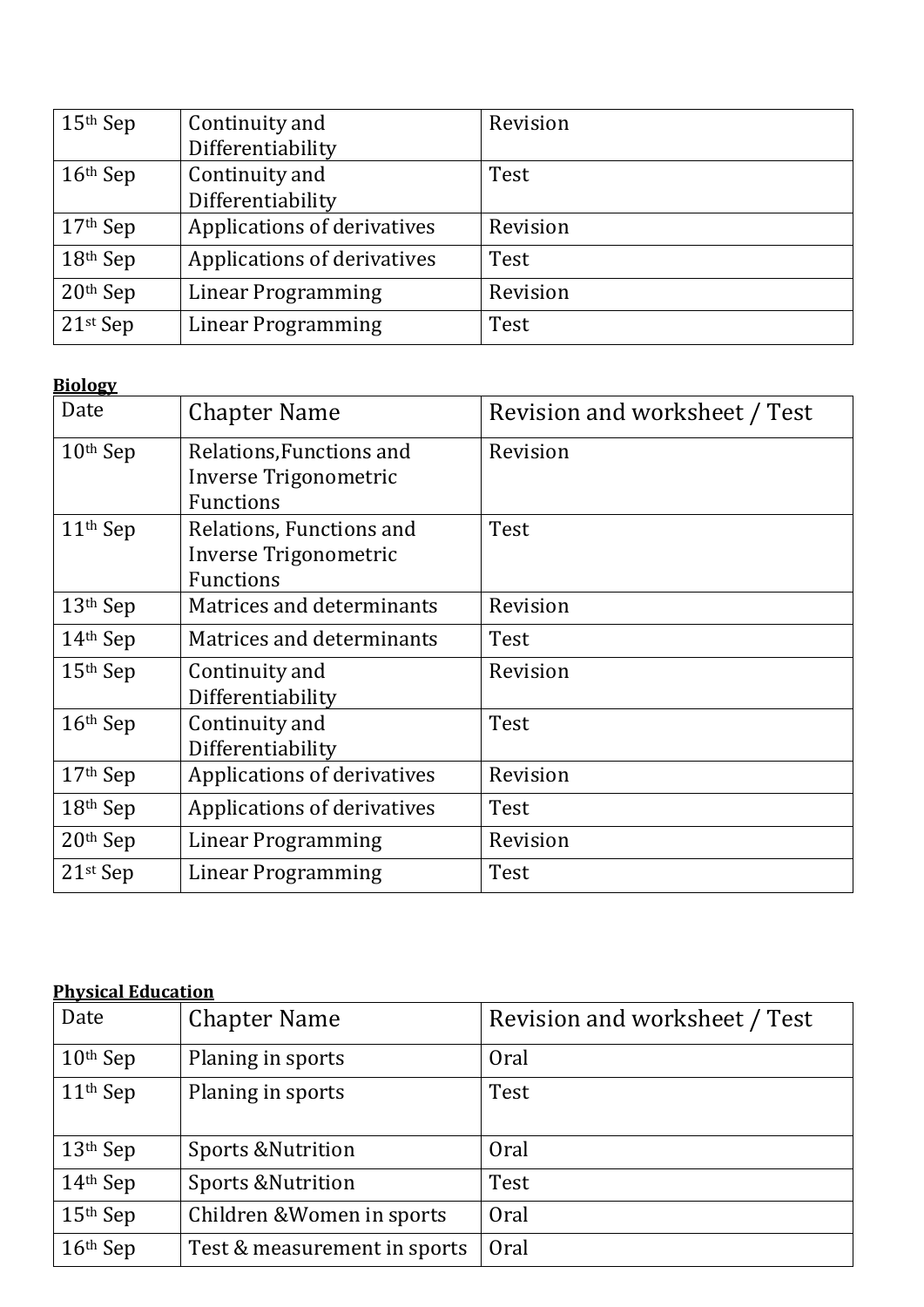| | | |
|---|---|---|
| 15th Sep | Continuity and Differentiability | Revision |
| 16th Sep | Continuity and Differentiability | Test |
| 17th Sep | Applications of derivatives | Revision |
| 18th Sep | Applications of derivatives | Test |
| 20th Sep | Linear Programming | Revision |
| 21st Sep | Linear Programming | Test |

**Biology**

| Date | Chapter Name | Revision and worksheet / Test |
|---|---|---|
| 10th Sep | Relations,Functions and Inverse Trigonometric Functions | Revision |
| 11th Sep | Relations, Functions and Inverse Trigonometric Functions | Test |
| 13th Sep | Matrices and determinants | Revision |
| 14th Sep | Matrices and determinants | Test |
| 15th Sep | Continuity and Differentiability | Revision |
| 16th Sep | Continuity and Differentiability | Test |
| 17th Sep | Applications of derivatives | Revision |
| 18th Sep | Applications of derivatives | Test |
| 20th Sep | Linear Programming | Revision |
| 21st Sep | Linear Programming | Test |

**Physical Education**

| Date | Chapter Name | Revision and worksheet / Test |
|---|---|---|
| 10th Sep | Planing in sports | Oral |
| 11th Sep | Planing in sports | Test |
| 13th Sep | Sports &Nutrition | Oral |
| 14th Sep | Sports &Nutrition | Test |
| 15th Sep | Children &Women in sports | Oral |
| 16th Sep | Test & measurement in sports | Oral |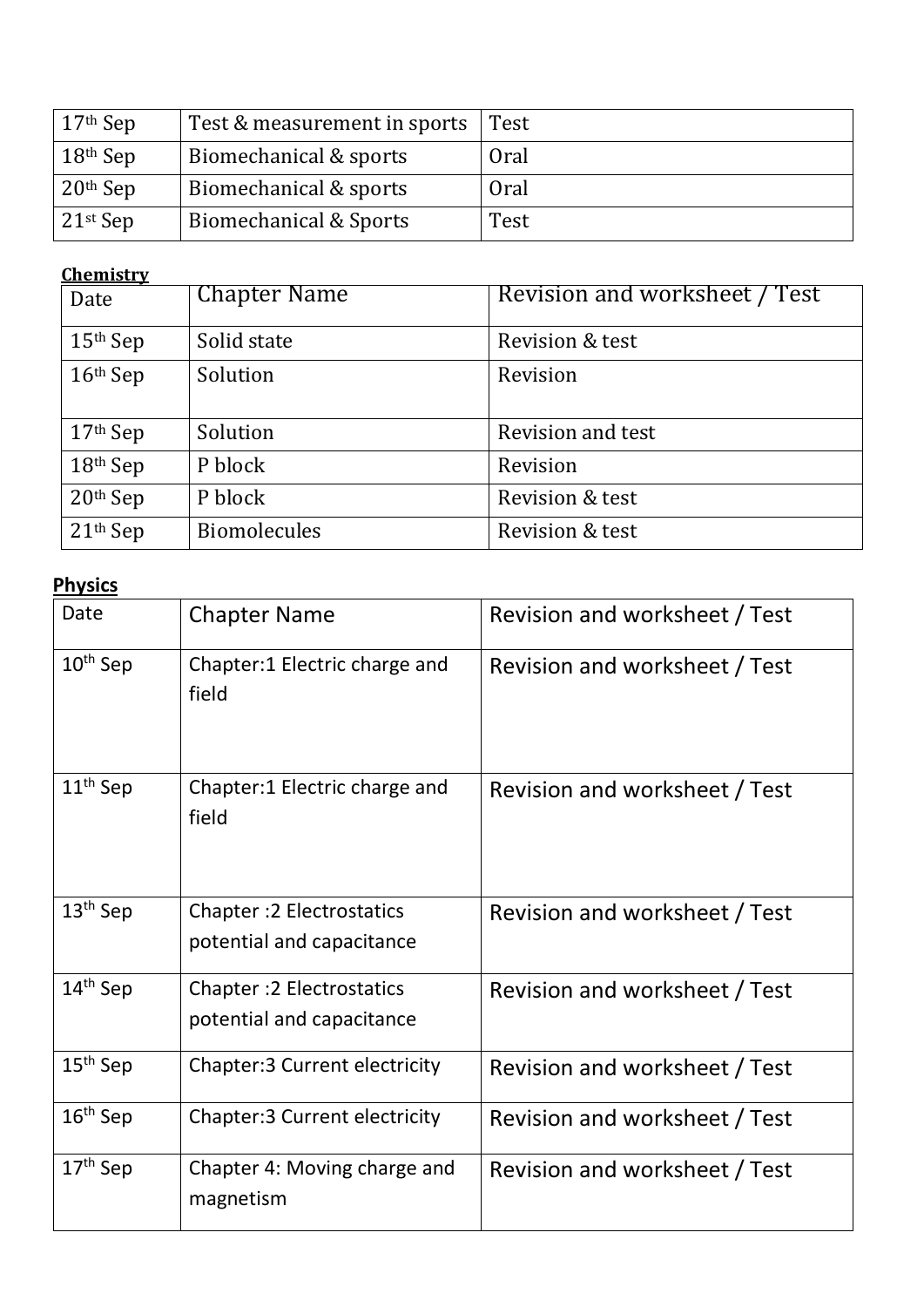| | | |
|---|---|---|
| 17th Sep | Test & measurement in sports | Test |
| 18th Sep | Biomechanical & sports | Oral |
| 20th Sep | Biomechanical & sports | Oral |
| 21st Sep | Biomechanical & Sports | Test |

**Chemistry**

| Date | Chapter Name | Revision and worksheet / Test |
|---|---|---|
| 15th Sep | Solid state | Revision & test |
| 16th Sep | Solution | Revision |
| 17th Sep | Solution | Revision and test |
| 18th Sep | P block | Revision |
| 20th Sep | P block | Revision & test |
| 21th Sep | Biomolecules | Revision & test |

**Physics**

| Date | Chapter Name | Revision and worksheet / Test |
|---|---|---|
| 10th Sep | Chapter:1 Electric charge and field | Revision and worksheet / Test |
| 11th Sep | Chapter:1 Electric charge and field | Revision and worksheet / Test |
| 13th Sep | Chapter :2 Electrostatics potential and capacitance | Revision and worksheet / Test |
| 14th Sep | Chapter :2 Electrostatics potential and capacitance | Revision and worksheet / Test |
| 15th Sep | Chapter:3 Current electricity | Revision and worksheet / Test |
| 16th Sep | Chapter:3 Current electricity | Revision and worksheet / Test |
| 17th Sep | Chapter 4: Moving charge and magnetism | Revision and worksheet / Test |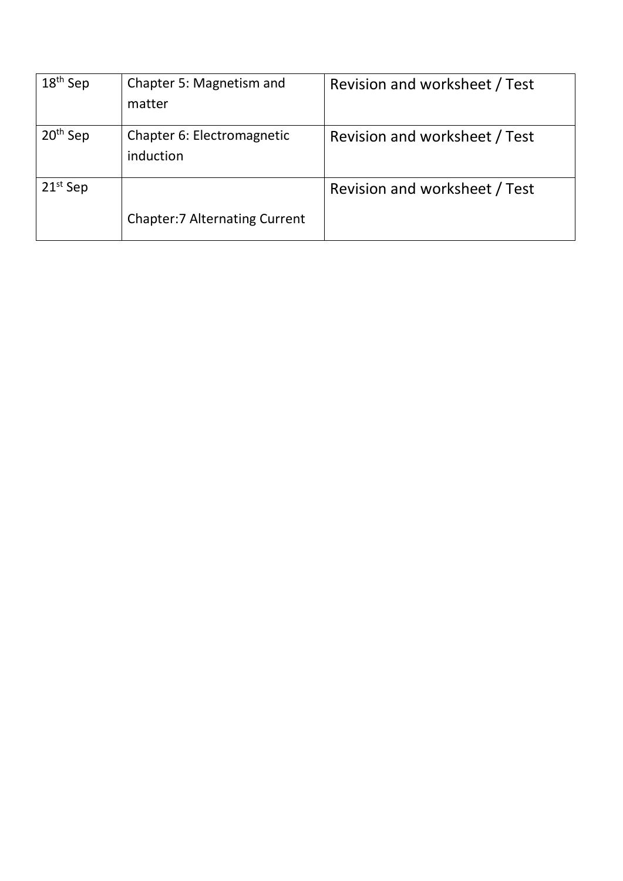| | | |
|---|---|---|
| 18th Sep | Chapter 5: Magnetism and matter | Revision and worksheet / Test |
| 20th Sep | Chapter 6: Electromagnetic induction | Revision and worksheet / Test |
| 21st Sep | Chapter:7 Alternating Current | Revision and worksheet / Test |